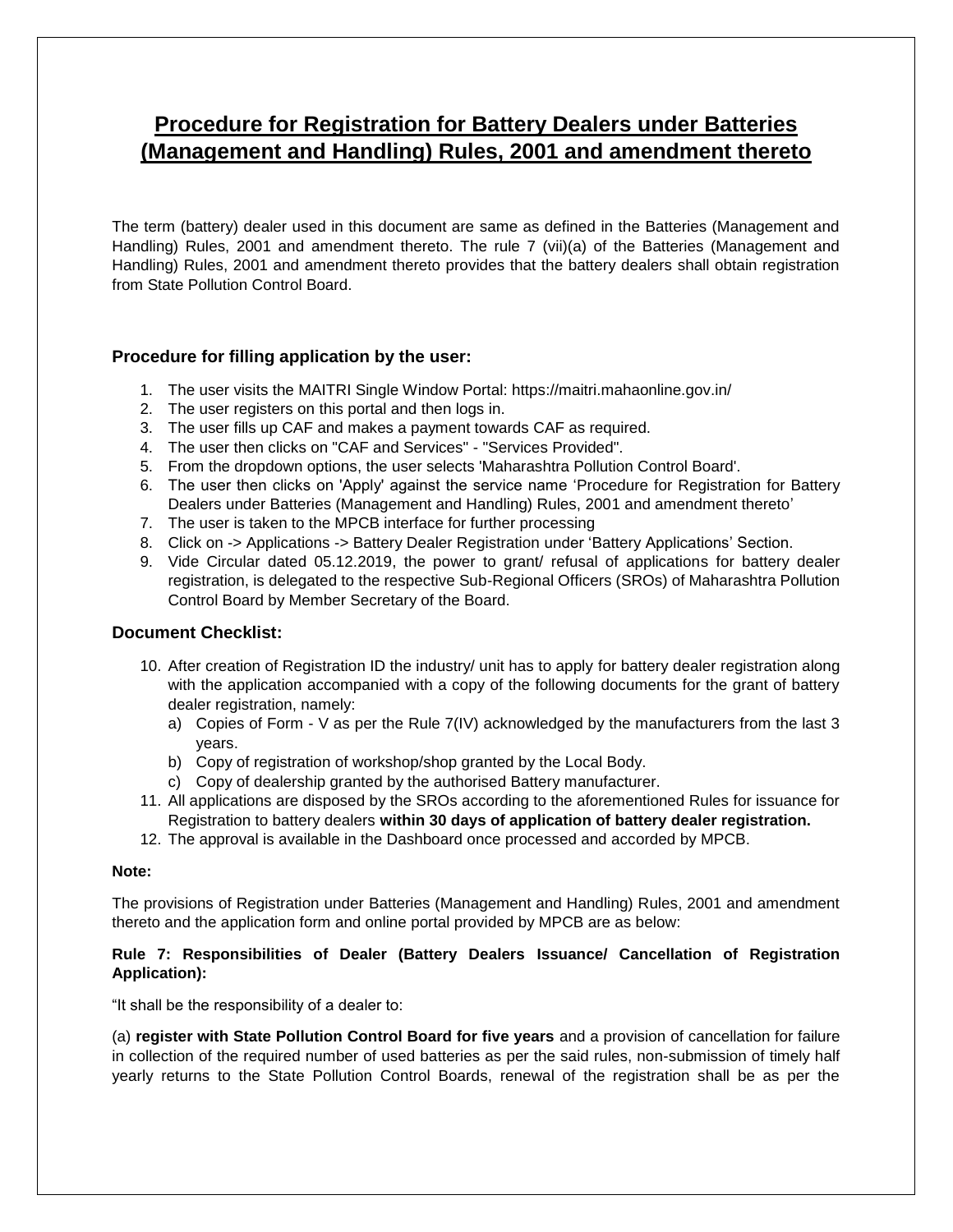# Procedure for Registration for Battery Dealers under Batteries (Management and Handling) Rules, 2001 and amendment thereto

The term (battery) dealer used in this document are same as defined in the Batteries (Management and Handling) Rules, 2001 and amendment thereto. The rule 7 (vii)(a) of the Batteries (Management and Handling) Rules, 2001 and amendment thereto provides that the battery dealers shall obtain registration from State Pollution Control Board.

### Procedure for filling application by the user:

1. The user visits the MAITRI Single Window Portal: https://maitri.mahaonline.gov.in/
2. The user registers on this portal and then logs in.
3. The user fills up CAF and makes a payment towards CAF as required.
4. The user then clicks on "CAF and Services" - "Services Provided".
5. From the dropdown options, the user selects 'Maharashtra Pollution Control Board'.
6. The user then clicks on 'Apply' against the service name 'Procedure for Registration for Battery Dealers under Batteries (Management and Handling) Rules, 2001 and amendment thereto'
7. The user is taken to the MPCB interface for further processing
8. Click on -> Applications -> Battery Dealer Registration under 'Battery Applications' Section.
9. Vide Circular dated 05.12.2019, the power to grant/ refusal of applications for battery dealer registration, is delegated to the respective Sub-Regional Officers (SROs) of Maharashtra Pollution Control Board by Member Secretary of the Board.

### Document Checklist:

10. After creation of Registration ID the industry/ unit has to apply for battery dealer registration along with the application accompanied with a copy of the following documents for the grant of battery dealer registration, namely:
    a) Copies of Form - V as per the Rule 7(IV) acknowledged by the manufacturers from the last 3 years.
    b) Copy of registration of workshop/shop granted by the Local Body.
    c) Copy of dealership granted by the authorised Battery manufacturer.
11. All applications are disposed by the SROs according to the aforementioned Rules for issuance for Registration to battery dealers **within 30 days of application of battery dealer registration.**
12. The approval is available in the Dashboard once processed and accorded by MPCB.

**Note:**

The provisions of Registration under Batteries (Management and Handling) Rules, 2001 and amendment thereto and the application form and online portal provided by MPCB are as below:

**Rule 7: Responsibilities of Dealer (Battery Dealers Issuance/ Cancellation of Registration Application):**

"It shall be the responsibility of a dealer to:

(a) **register with State Pollution Control Board for five years** and a provision of cancellation for failure in collection of the required number of used batteries as per the said rules, non-submission of timely half yearly returns to the State Pollution Control Boards, renewal of the registration shall be as per the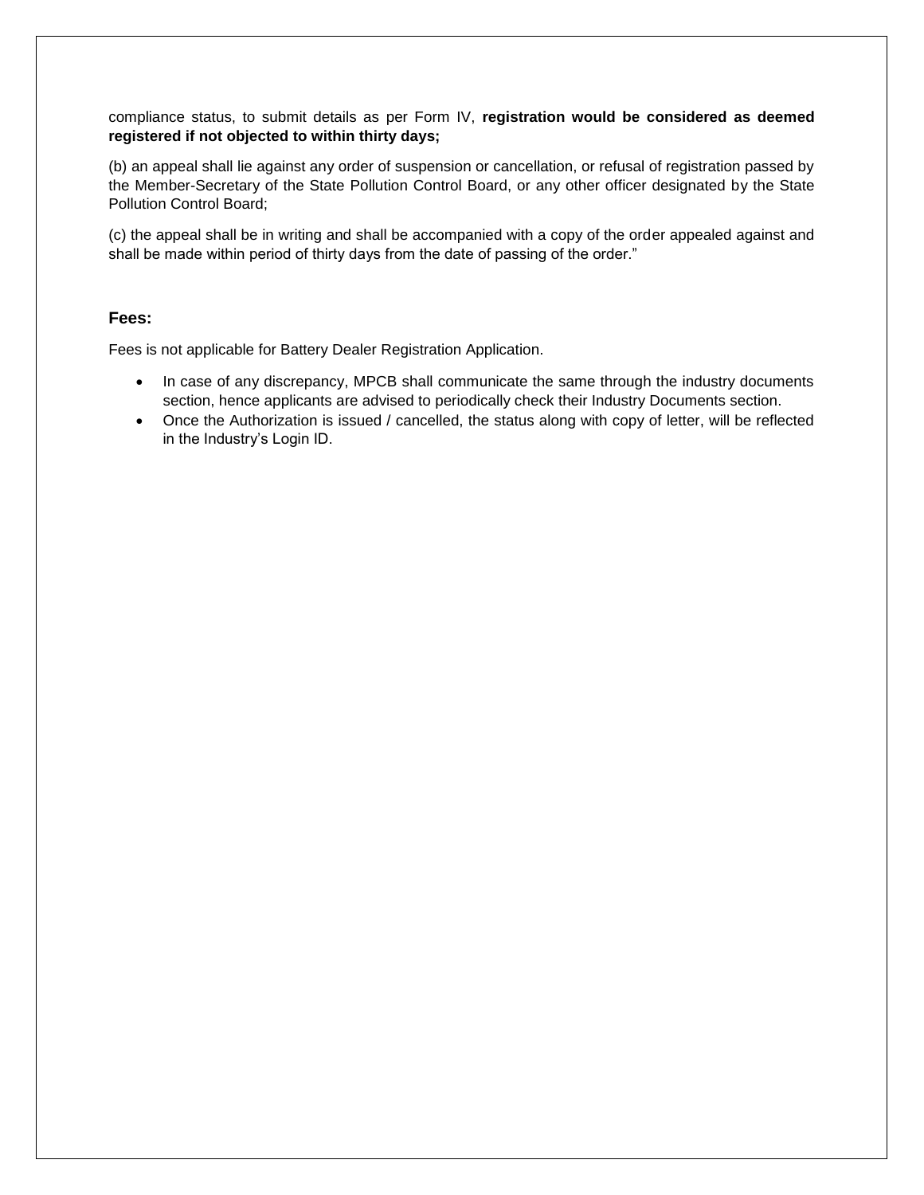compliance status, to submit details as per Form IV, **registration would be considered as deemed registered if not objected to within thirty days;**

(b) an appeal shall lie against any order of suspension or cancellation, or refusal of registration passed by the Member-Secretary of the State Pollution Control Board, or any other officer designated by the State Pollution Control Board;

(c) the appeal shall be in writing and shall be accompanied with a copy of the order appealed against and shall be made within period of thirty days from the date of passing of the order."

### Fees:

Fees is not applicable for Battery Dealer Registration Application.

- In case of any discrepancy, MPCB shall communicate the same through the industry documents section, hence applicants are advised to periodically check their Industry Documents section.
- Once the Authorization is issued / cancelled, the status along with copy of letter, will be reflected in the Industry's Login ID.